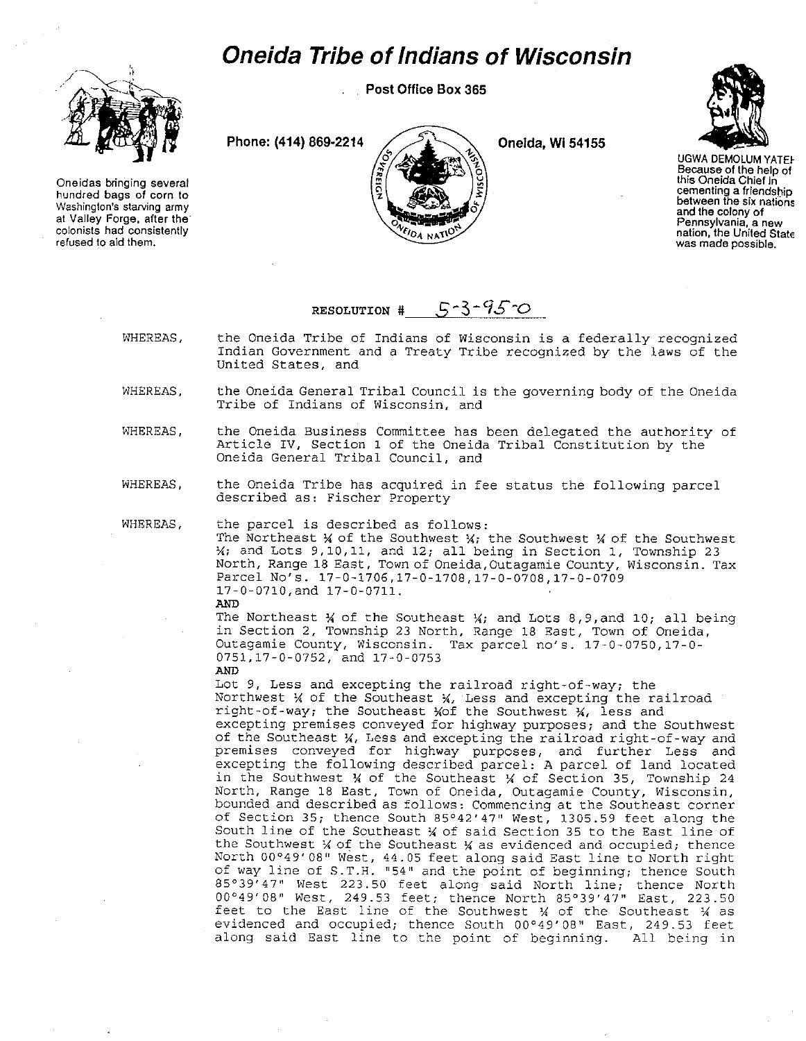# Oneida Tribe of Indians of Wisconsin

Post Office Box 365

Phone: (414) 869-2214

Oneida, Wi 54155

Oneidas bringing several hundred bags of corn to Washington's starving army at Valley Forge, after the colonists had consistently refused to aid them.

UGWA DEMOLUM YATEH Because of the help of this Oneida Chief in cementing a friendship between the six nations and the colony of Pennsylvania, a new nation, the United State was made possible.

RESOLUTION # 5-3-95-O

WHEREAS, the Oneida Tribe of Indians of Wisconsin is a federally recognized Indian Government and a Treaty Tribe recognized by the laws of the United States, and

WHEREAS, the Oneida General Tribal Council is the governing body of the Oneida Tribe of Indians of Wisconsin, and

WHEREAS, the Oneida Business Committee has been delegated the authority of Article IV, Section 1 of the Oneida Tribal Constitution by the Oneida General Tribal Council, and

WHEREAS, the Oneida Tribe has acquired in fee status the following parcel described as: Fischer Property

WHEREAS, the parcel is described as follows:
The Northeast ¼ of the Southwest ¼; the Southwest ¼ of the Southwest ¼; and Lots 9,10,11, and 12; all being in Section 1, Township 23 North, Range 18 East, Town of Oneida,Outagamie County, Wisconsin. Tax Parcel No's. 17-0-1706,17-0-1708,17-0-0708,17-0-0709 17-0-0710,and 17-0-0711.
**AND**
The Northeast ¼ of the Southeast ¼; and Lots 8,9,and 10; all being in Section 2, Township 23 North, Range 18 East, Town of Oneida, Outagamie County, Wisconsin. Tax parcel no's. 17-0-0750,17-0-0751,17-0-0752, and 17-0-0753
**AND**
Lot 9, Less and excepting the railroad right-of-way; the Northwest ¼ of the Southeast ¼, Less and excepting the railroad right-of-way; the Southeast ¼of the Southwest ¼, less and excepting premises conveyed for highway purposes; and the Southwest of the Southeast ¼, Less and excepting the railroad right-of-way and premises conveyed for highway purposes, and further Less and excepting the following described parcel: A parcel of land located in the Southwest ¼ of the Southeast ¼ of Section 35, Township 24 North, Range 18 East, Town of Oneida, Outagamie County, Wisconsin, bounded and described as follows: Commencing at the Southeast corner of Section 35; thence South 85°42'47" West, 1305.59 feet along the South line of the Southeast ¼ of said Section 35 to the East line of the Southwest ¼ of the Southeast ¼ as evidenced and occupied; thence North 00°49'08" West, 44.05 feet along said East line to North right of way line of S.T.H. "54" and the point of beginning; thence South 85°39'47" West 223.50 feet along said North line; thence North 00°49'08" West, 249.53 feet; thence North 85°39'47" East, 223.50 feet to the East line of the Southwest ¼ of the Southeast ¼ as evidenced and occupied; thence South 00°49'08" East, 249.53 feet along said East line to the point of beginning. All being in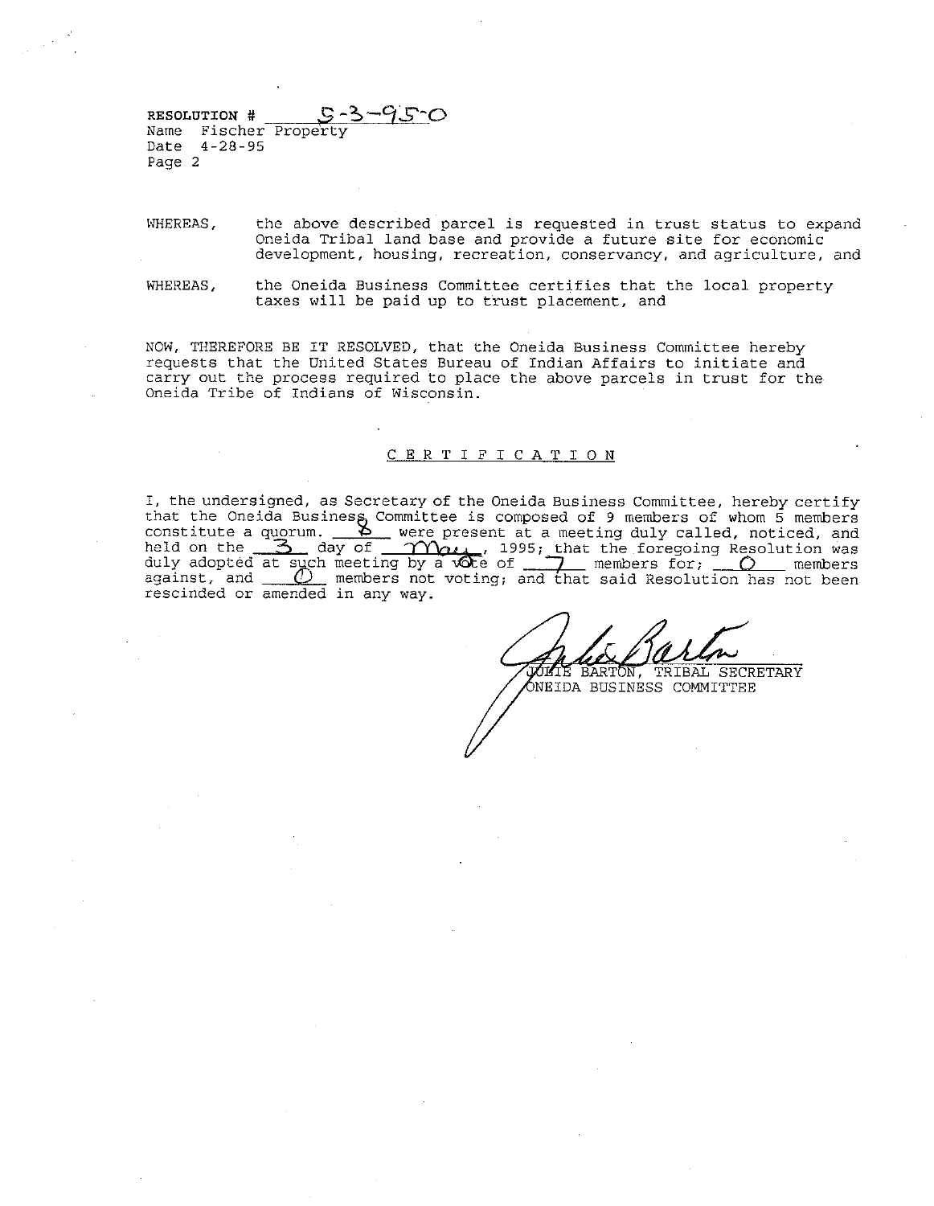RESOLUTION # 5-3-95-O
Name Fischer Property
Date 4-28-95
Page 2

WHEREAS, the above described parcel is requested in trust status to expand Oneida Tribal land base and provide a future site for economic development, housing, recreation, conservancy, and agriculture, and

WHEREAS, the Oneida Business Committee certifies that the local property taxes will be paid up to trust placement, and

NOW, THEREFORE BE IT RESOLVED, that the Oneida Business Committee hereby requests that the United States Bureau of Indian Affairs to initiate and carry out the process required to place the above parcels in trust for the Oneida Tribe of Indians of Wisconsin.

## C E R T I F I C A T I O N

I, the undersigned, as Secretary of the Oneida Business Committee, hereby certify that the Oneida Business Committee is composed of 9 members of whom 5 members constitute a quorum. 8 were present at a meeting duly called, noticed, and held on the 3 day of May, 1995; that the foregoing Resolution was duly adopted at such meeting by a vote of 7 members for; 0 members against, and 0 members not voting; and that said Resolution has not been rescinded or amended in any way.

Julie Barton

JULIE BARTON, TRIBAL SECRETARY
ONEIDA BUSINESS COMMITTEE